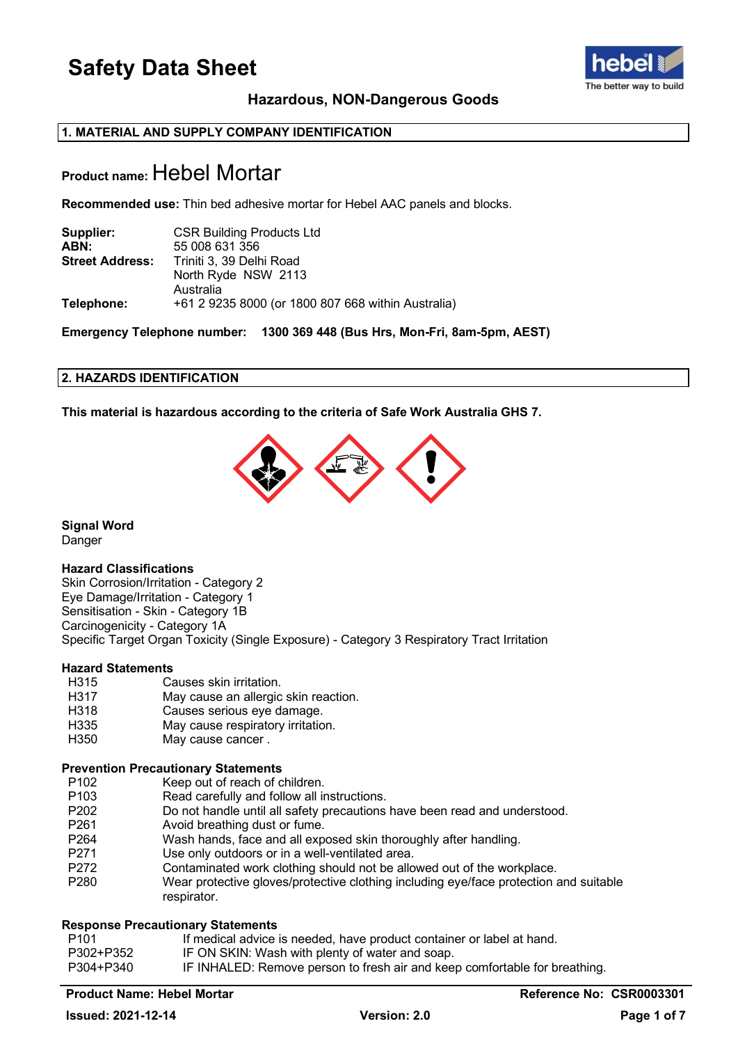# Safety Data Sheet

**Hazardous, NON-Dangerous Goods**

## 1. MATERIAL AND SUPPLY COMPANY IDENTIFICATION

**Product name:** Hebel Mortar

**Recommended use:** Thin bed adhesive mortar for Hebel AAC panels and blocks.

| | |
|---|---|
| **Supplier:** | CSR Building Products Ltd |
| **ABN:** | 55 008 631 356 |
| **Street Address:** | Triniti 3, 39 Delhi Road<br>North Ryde NSW 2113<br>Australia |
| **Telephone:** | +61 2 9235 8000 (or 1800 807 668 within Australia) |

**Emergency Telephone number: 1300 369 448 (Bus Hrs, Mon-Fri, 8am-5pm, AEST)**

## 2. HAZARDS IDENTIFICATION

**This material is hazardous according to the criteria of Safe Work Australia GHS 7.**

**Signal Word**
Danger

**Hazard Classifications**
Skin Corrosion/Irritation - Category 2
Eye Damage/Irritation - Category 1
Sensitisation - Skin - Category 1B
Carcinogenicity - Category 1A
Specific Target Organ Toxicity (Single Exposure) - Category 3 Respiratory Tract Irritation

**Hazard Statements**

| | |
|---|---|
| H315 | Causes skin irritation. |
| H317 | May cause an allergic skin reaction. |
| H318 | Causes serious eye damage. |
| H335 | May cause respiratory irritation. |
| H350 | May cause cancer . |

**Prevention Precautionary Statements**

| | |
|---|---|
| P102 | Keep out of reach of children. |
| P103 | Read carefully and follow all instructions. |
| P202 | Do not handle until all safety precautions have been read and understood. |
| P261 | Avoid breathing dust or fume. |
| P264 | Wash hands, face and all exposed skin thoroughly after handling. |
| P271 | Use only outdoors or in a well-ventilated area. |
| P272 | Contaminated work clothing should not be allowed out of the workplace. |
| P280 | Wear protective gloves/protective clothing including eye/face protection and suitable respirator. |

**Response Precautionary Statements**

| | |
|---|---|
| P101 | If medical advice is needed, have product container or label at hand. |
| P302+P352 | IF ON SKIN: Wash with plenty of water and soap. |
| P304+P340 | IF INHALED: Remove person to fresh air and keep comfortable for breathing. |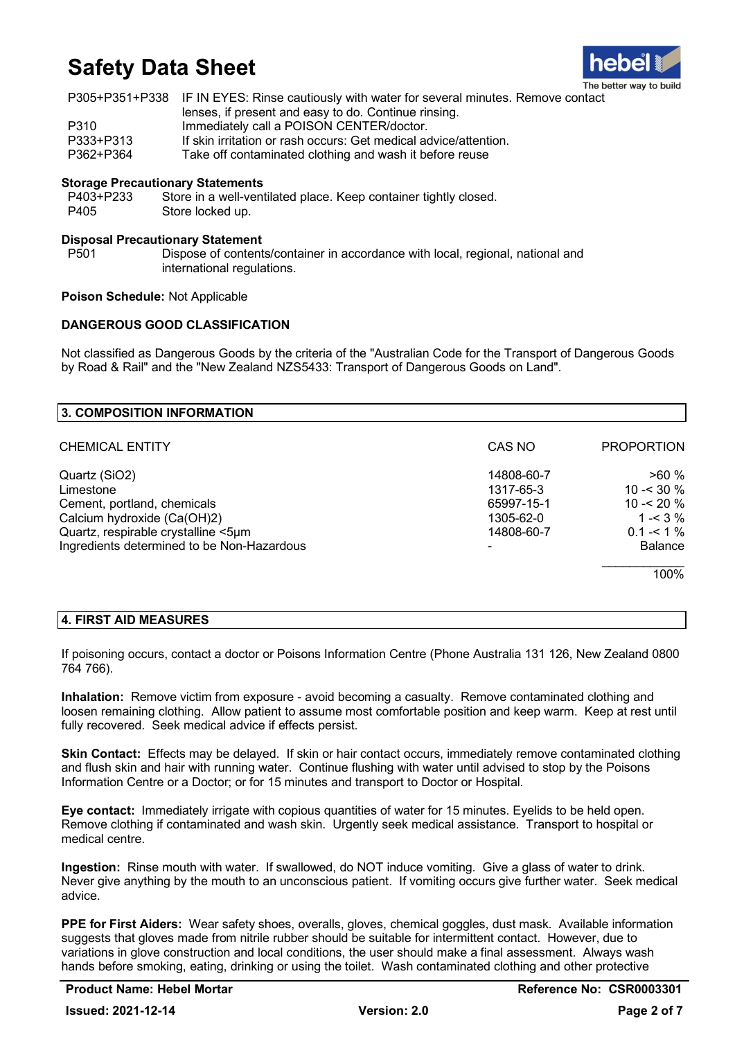| | |
|---|---|
| P305+P351+P338 | IF IN EYES: Rinse cautiously with water for several minutes. Remove contact lenses, if present and easy to do. Continue rinsing. |
| P310 | Immediately call a POISON CENTER/doctor. |
| P333+P313 | If skin irritation or rash occurs: Get medical advice/attention. |
| P362+P364 | Take off contaminated clothing and wash it before reuse |

**Storage Precautionary Statements**

| | |
|---|---|
| P403+P233 | Store in a well-ventilated place. Keep container tightly closed. |
| P405 | Store locked up. |

**Disposal Precautionary Statement**

| | |
|---|---|
| P501 | Dispose of contents/container in accordance with local, regional, national and international regulations. |

**Poison Schedule:** Not Applicable

**DANGEROUS GOOD CLASSIFICATION**

Not classified as Dangerous Goods by the criteria of the "Australian Code for the Transport of Dangerous Goods by Road & Rail" and the "New Zealand NZS5433: Transport of Dangerous Goods on Land".

## 3. COMPOSITION INFORMATION

| CHEMICAL ENTITY | CAS NO | PROPORTION |
|---|---|---|
| Quartz ($SiO_2$) | 14808-60-7 | >60 % |
| Limestone | 1317-65-3 | 10 -< 30 % |
| Cement, portland, chemicals | 65997-15-1 | 10 -< 20 % |
| Calcium hydroxide ($Ca(OH)_2$) | 1305-62-0 | 1 -< 3 % |
| Quartz, respirable crystalline <5µm | 14808-60-7 | 0.1 -< 1 % |
| Ingredients determined to be Non-Hazardous | - | Balance |
| | | 100% |

## 4. FIRST AID MEASURES

If poisoning occurs, contact a doctor or Poisons Information Centre (Phone Australia 131 126, New Zealand 0800 764 766).

**Inhalation:** Remove victim from exposure - avoid becoming a casualty. Remove contaminated clothing and loosen remaining clothing. Allow patient to assume most comfortable position and keep warm. Keep at rest until fully recovered. Seek medical advice if effects persist.

**Skin Contact:** Effects may be delayed. If skin or hair contact occurs, immediately remove contaminated clothing and flush skin and hair with running water. Continue flushing with water until advised to stop by the Poisons Information Centre or a Doctor; or for 15 minutes and transport to Doctor or Hospital.

**Eye contact:** Immediately irrigate with copious quantities of water for 15 minutes. Eyelids to be held open. Remove clothing if contaminated and wash skin. Urgently seek medical assistance. Transport to hospital or medical centre.

**Ingestion:** Rinse mouth with water. If swallowed, do NOT induce vomiting. Give a glass of water to drink. Never give anything by the mouth to an unconscious patient. If vomiting occurs give further water. Seek medical advice.

**PPE for First Aiders:** Wear safety shoes, overalls, gloves, chemical goggles, dust mask. Available information suggests that gloves made from nitrile rubber should be suitable for intermittent contact. However, due to variations in glove construction and local conditions, the user should make a final assessment. Always wash hands before smoking, eating, drinking or using the toilet. Wash contaminated clothing and other protective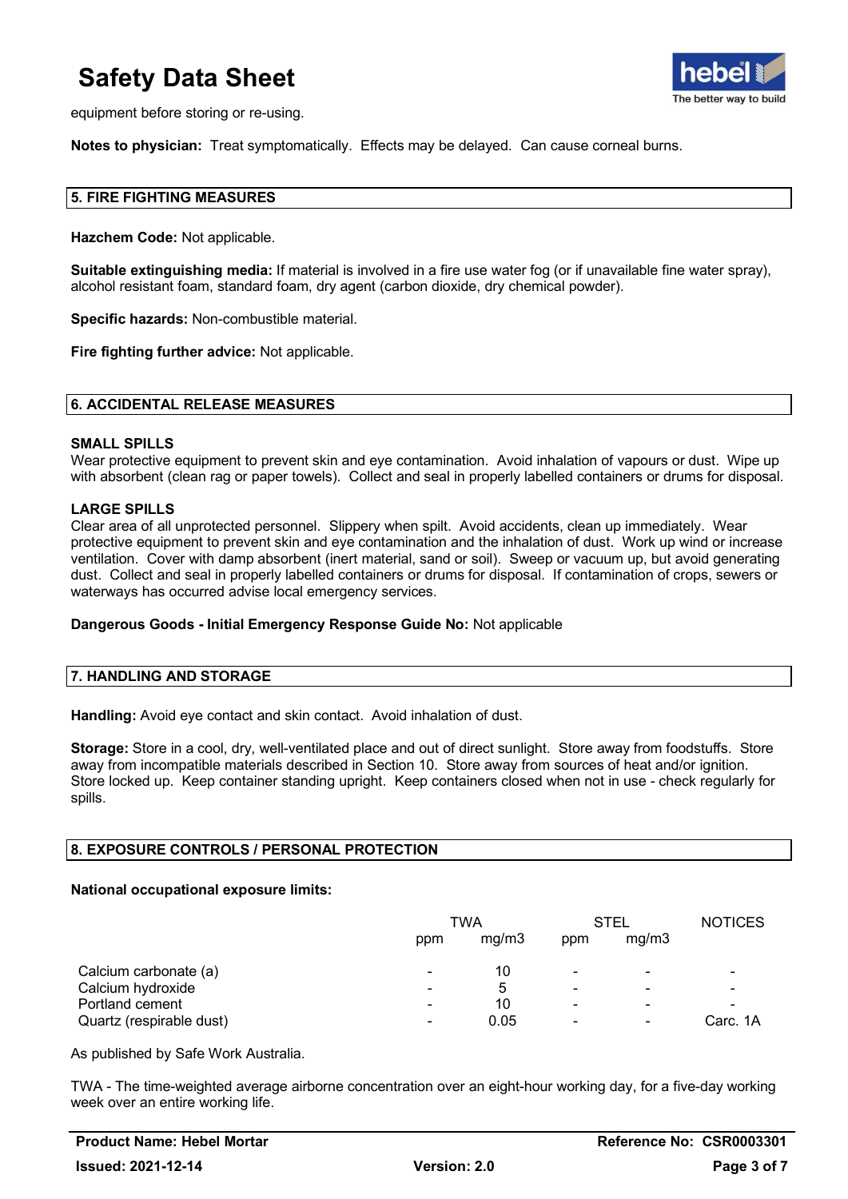equipment before storing or re-using.

**Notes to physician:** Treat symptomatically. Effects may be delayed. Can cause corneal burns.

## 5. FIRE FIGHTING MEASURES

**Hazchem Code:** Not applicable.

**Suitable extinguishing media:** If material is involved in a fire use water fog (or if unavailable fine water spray), alcohol resistant foam, standard foam, dry agent (carbon dioxide, dry chemical powder).

**Specific hazards:** Non-combustible material.

**Fire fighting further advice:** Not applicable.

## 6. ACCIDENTAL RELEASE MEASURES

### SMALL SPILLS

Wear protective equipment to prevent skin and eye contamination. Avoid inhalation of vapours or dust. Wipe up with absorbent (clean rag or paper towels). Collect and seal in properly labelled containers or drums for disposal.

### LARGE SPILLS

Clear area of all unprotected personnel. Slippery when spilt. Avoid accidents, clean up immediately. Wear protective equipment to prevent skin and eye contamination and the inhalation of dust. Work up wind or increase ventilation. Cover with damp absorbent (inert material, sand or soil). Sweep or vacuum up, but avoid generating dust. Collect and seal in properly labelled containers or drums for disposal. If contamination of crops, sewers or waterways has occurred advise local emergency services.

**Dangerous Goods - Initial Emergency Response Guide No:** Not applicable

## 7. HANDLING AND STORAGE

**Handling:** Avoid eye contact and skin contact. Avoid inhalation of dust.

**Storage:** Store in a cool, dry, well-ventilated place and out of direct sunlight. Store away from foodstuffs. Store away from incompatible materials described in Section 10. Store away from sources of heat and/or ignition. Store locked up. Keep container standing upright. Keep containers closed when not in use - check regularly for spills.

## 8. EXPOSURE CONTROLS / PERSONAL PROTECTION

**National occupational exposure limits:**

| | TWA | | STEL | | NOTICES |
|---|---|---|---|---|---|
| | ppm | mg/m3 | ppm | mg/m3 | |
| Calcium carbonate (a) | - | 10 | - | - | - |
| Calcium hydroxide | - | 5 | - | - | - |
| Portland cement | - | 10 | - | - | - |
| Quartz (respirable dust) | - | 0.05 | - | - | Carc. 1A |

As published by Safe Work Australia.

TWA - The time-weighted average airborne concentration over an eight-hour working day, for a five-day working week over an entire working life.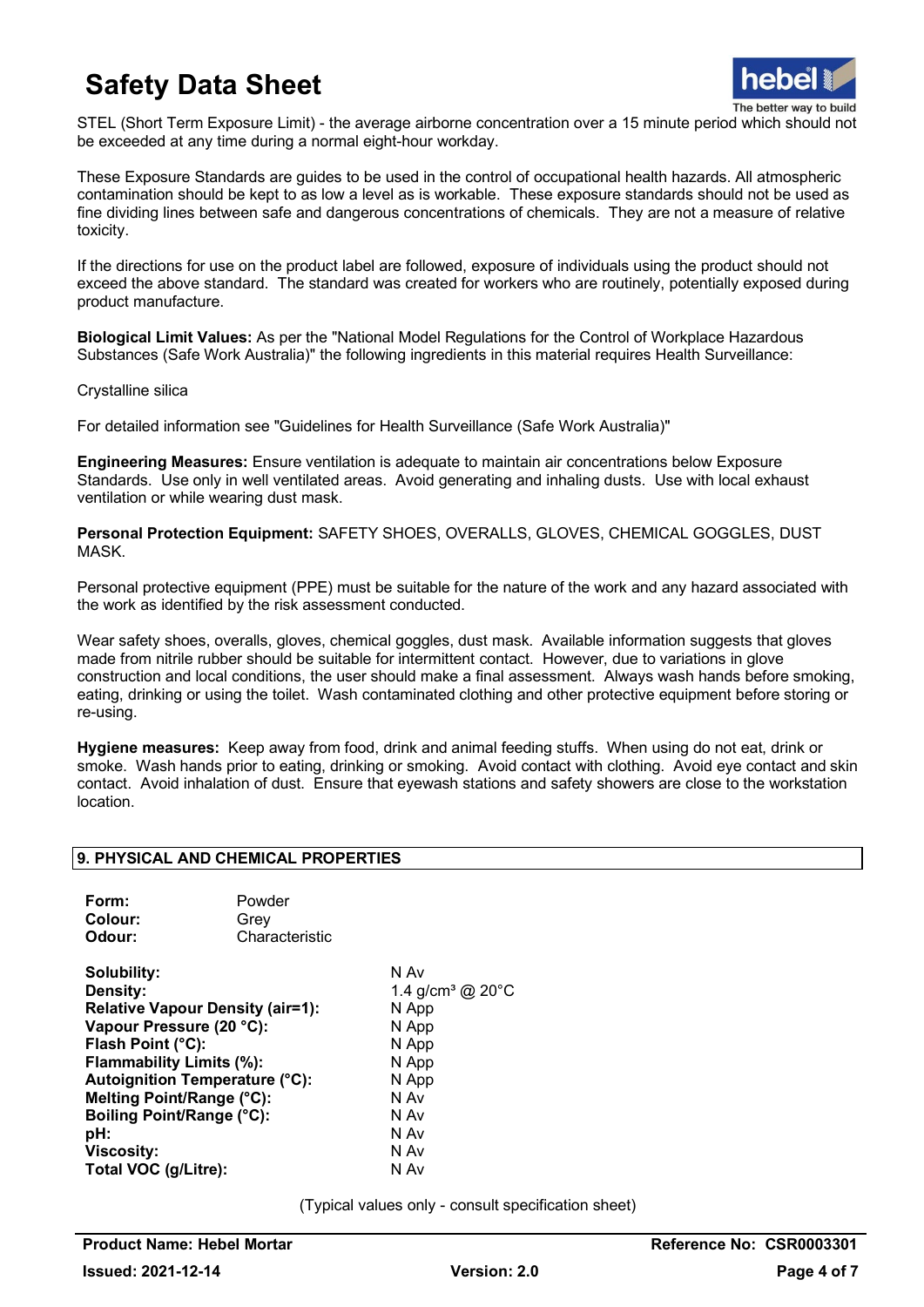STEL (Short Term Exposure Limit) - the average airborne concentration over a 15 minute period which should not be exceeded at any time during a normal eight-hour workday.

These Exposure Standards are guides to be used in the control of occupational health hazards. All atmospheric contamination should be kept to as low a level as is workable. These exposure standards should not be used as fine dividing lines between safe and dangerous concentrations of chemicals. They are not a measure of relative toxicity.

If the directions for use on the product label are followed, exposure of individuals using the product should not exceed the above standard. The standard was created for workers who are routinely, potentially exposed during product manufacture.

**Biological Limit Values:** As per the "National Model Regulations for the Control of Workplace Hazardous Substances (Safe Work Australia)" the following ingredients in this material requires Health Surveillance:

Crystalline silica

For detailed information see "Guidelines for Health Surveillance (Safe Work Australia)"

**Engineering Measures:** Ensure ventilation is adequate to maintain air concentrations below Exposure Standards. Use only in well ventilated areas. Avoid generating and inhaling dusts. Use with local exhaust ventilation or while wearing dust mask.

**Personal Protection Equipment:** SAFETY SHOES, OVERALLS, GLOVES, CHEMICAL GOGGLES, DUST MASK.

Personal protective equipment (PPE) must be suitable for the nature of the work and any hazard associated with the work as identified by the risk assessment conducted.

Wear safety shoes, overalls, gloves, chemical goggles, dust mask. Available information suggests that gloves made from nitrile rubber should be suitable for intermittent contact. However, due to variations in glove construction and local conditions, the user should make a final assessment. Always wash hands before smoking, eating, drinking or using the toilet. Wash contaminated clothing and other protective equipment before storing or re-using.

**Hygiene measures:** Keep away from food, drink and animal feeding stuffs. When using do not eat, drink or smoke. Wash hands prior to eating, drinking or smoking. Avoid contact with clothing. Avoid eye contact and skin contact. Avoid inhalation of dust. Ensure that eyewash stations and safety showers are close to the workstation location.

## 9. PHYSICAL AND CHEMICAL PROPERTIES

| | |
|---|---|
| **Form:** | Powder |
| **Colour:** | Grey |
| **Odour:** | Characteristic |

| | |
|---|---|
| **Solubility:** | N Av |
| **Density:** | 1.4 g/cm³ @ 20°C |
| **Relative Vapour Density (air=1):** | N App |
| **Vapour Pressure (20 °C):** | N App |
| **Flash Point (°C):** | N App |
| **Flammability Limits (%):** | N App |
| **Autoignition Temperature (°C):** | N App |
| **Melting Point/Range (°C):** | N Av |
| **Boiling Point/Range (°C):** | N Av |
| **pH:** | N Av |
| **Viscosity:** | N Av |
| **Total VOC (g/Litre):** | N Av |

(Typical values only - consult specification sheet)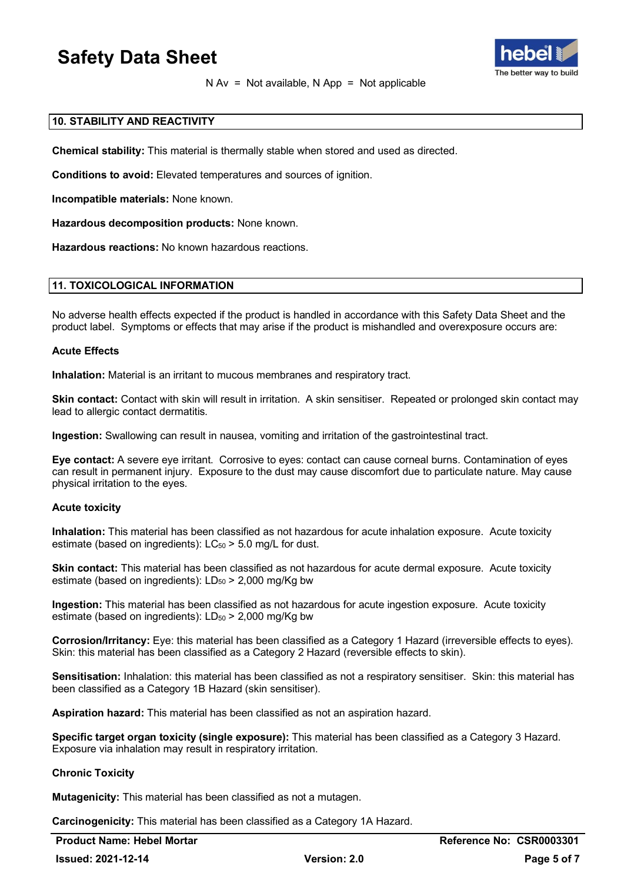N Av = Not available, N App = Not applicable

## 10. STABILITY AND REACTIVITY

**Chemical stability:** This material is thermally stable when stored and used as directed.

**Conditions to avoid:** Elevated temperatures and sources of ignition.

**Incompatible materials:** None known.

**Hazardous decomposition products:** None known.

**Hazardous reactions:** No known hazardous reactions.

## 11. TOXICOLOGICAL INFORMATION

No adverse health effects expected if the product is handled in accordance with this Safety Data Sheet and the product label. Symptoms or effects that may arise if the product is mishandled and overexposure occurs are:

**Acute Effects**

**Inhalation:** Material is an irritant to mucous membranes and respiratory tract.

**Skin contact:** Contact with skin will result in irritation. A skin sensitiser. Repeated or prolonged skin contact may lead to allergic contact dermatitis.

**Ingestion:** Swallowing can result in nausea, vomiting and irritation of the gastrointestinal tract.

**Eye contact:** A severe eye irritant. Corrosive to eyes: contact can cause corneal burns. Contamination of eyes can result in permanent injury. Exposure to the dust may cause discomfort due to particulate nature. May cause physical irritation to the eyes.

**Acute toxicity**

**Inhalation:** This material has been classified as not hazardous for acute inhalation exposure. Acute toxicity estimate (based on ingredients): $LC_{50}$ > 5.0 mg/L for dust.

**Skin contact:** This material has been classified as not hazardous for acute dermal exposure. Acute toxicity estimate (based on ingredients): $LD_{50}$ > 2,000 mg/Kg bw

**Ingestion:** This material has been classified as not hazardous for acute ingestion exposure. Acute toxicity estimate (based on ingredients): $LD_{50}$ > 2,000 mg/Kg bw

**Corrosion/Irritancy:** Eye: this material has been classified as a Category 1 Hazard (irreversible effects to eyes). Skin: this material has been classified as a Category 2 Hazard (reversible effects to skin).

**Sensitisation:** Inhalation: this material has been classified as not a respiratory sensitiser. Skin: this material has been classified as a Category 1B Hazard (skin sensitiser).

**Aspiration hazard:** This material has been classified as not an aspiration hazard.

**Specific target organ toxicity (single exposure):** This material has been classified as a Category 3 Hazard. Exposure via inhalation may result in respiratory irritation.

**Chronic Toxicity**

**Mutagenicity:** This material has been classified as not a mutagen.

**Carcinogenicity:** This material has been classified as a Category 1A Hazard.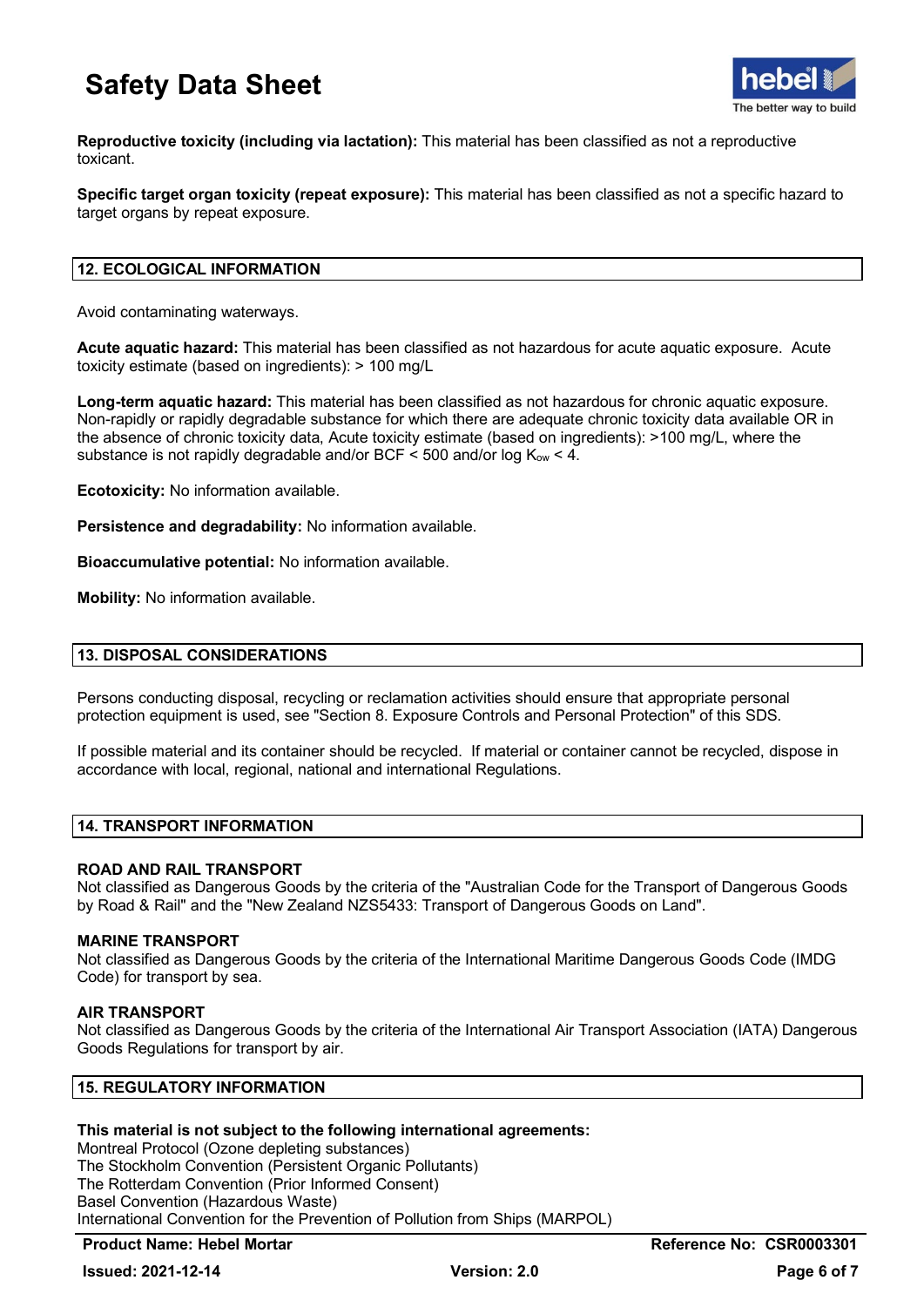**Reproductive toxicity (including via lactation):** This material has been classified as not a reproductive toxicant.

**Specific target organ toxicity (repeat exposure):** This material has been classified as not a specific hazard to target organs by repeat exposure.

## 12. ECOLOGICAL INFORMATION

Avoid contaminating waterways.

**Acute aquatic hazard:** This material has been classified as not hazardous for acute aquatic exposure. Acute toxicity estimate (based on ingredients): > 100 mg/L

**Long-term aquatic hazard:** This material has been classified as not hazardous for chronic aquatic exposure. Non-rapidly or rapidly degradable substance for which there are adequate chronic toxicity data available OR in the absence of chronic toxicity data, Acute toxicity estimate (based on ingredients): >100 mg/L, where the substance is not rapidly degradable and/or BCF < 500 and/or log $K_{ow}$ < 4.

**Ecotoxicity:** No information available.

**Persistence and degradability:** No information available.

**Bioaccumulative potential:** No information available.

**Mobility:** No information available.

## 13. DISPOSAL CONSIDERATIONS

Persons conducting disposal, recycling or reclamation activities should ensure that appropriate personal protection equipment is used, see "Section 8. Exposure Controls and Personal Protection" of this SDS.

If possible material and its container should be recycled. If material or container cannot be recycled, dispose in accordance with local, regional, national and international Regulations.

## 14. TRANSPORT INFORMATION

### ROAD AND RAIL TRANSPORT

Not classified as Dangerous Goods by the criteria of the "Australian Code for the Transport of Dangerous Goods by Road & Rail" and the "New Zealand NZS5433: Transport of Dangerous Goods on Land".

### MARINE TRANSPORT

Not classified as Dangerous Goods by the criteria of the International Maritime Dangerous Goods Code (IMDG Code) for transport by sea.

### AIR TRANSPORT

Not classified as Dangerous Goods by the criteria of the International Air Transport Association (IATA) Dangerous Goods Regulations for transport by air.

## 15. REGULATORY INFORMATION

**This material is not subject to the following international agreements:**

Montreal Protocol (Ozone depleting substances)
The Stockholm Convention (Persistent Organic Pollutants)
The Rotterdam Convention (Prior Informed Consent)
Basel Convention (Hazardous Waste)
International Convention for the Prevention of Pollution from Ships (MARPOL)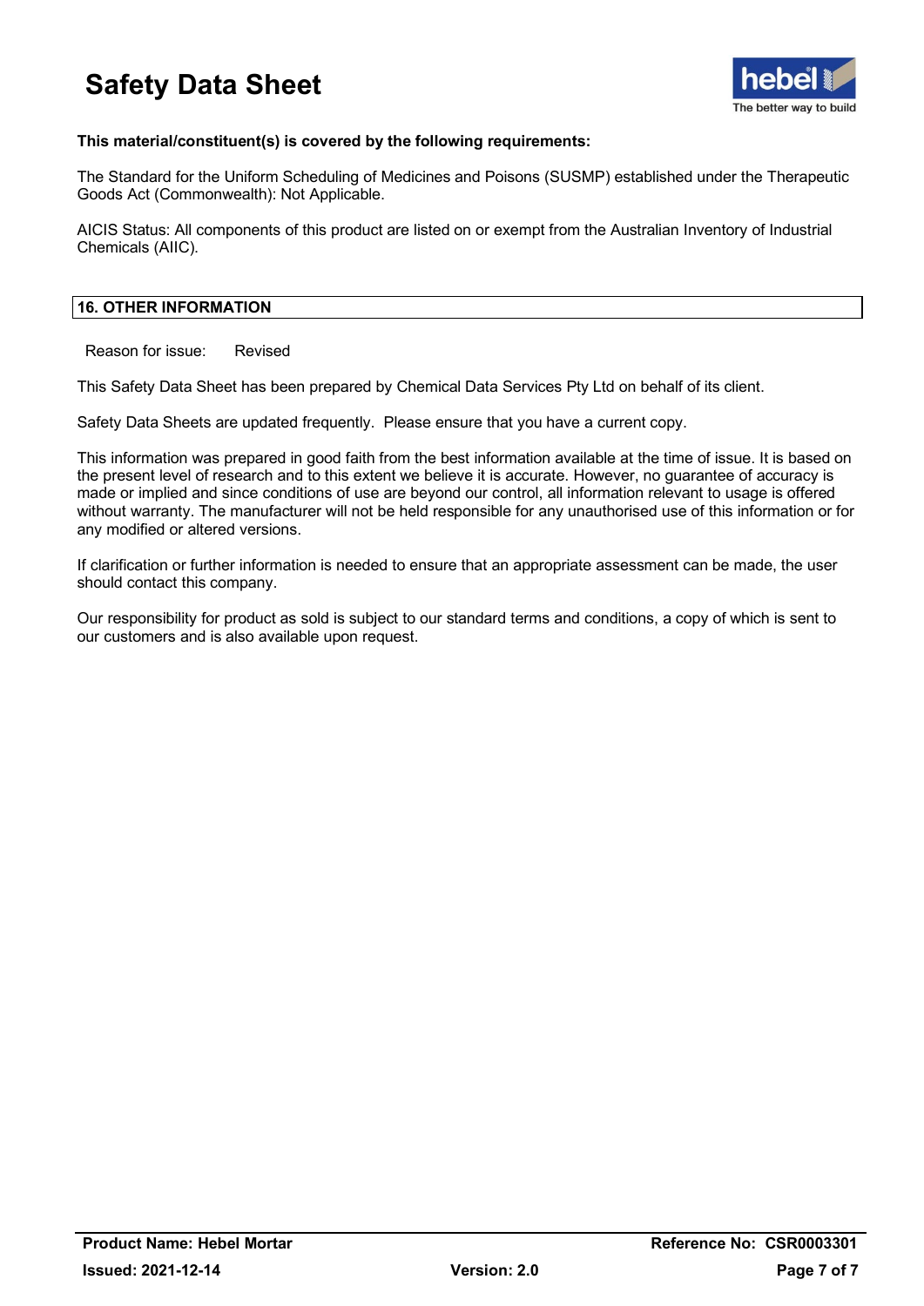**This material/constituent(s) is covered by the following requirements:**

The Standard for the Uniform Scheduling of Medicines and Poisons (SUSMP) established under the Therapeutic Goods Act (Commonwealth): Not Applicable.

AICIS Status: All components of this product are listed on or exempt from the Australian Inventory of Industrial Chemicals (AIIC).

## 16. OTHER INFORMATION

Reason for issue: Revised

This Safety Data Sheet has been prepared by Chemical Data Services Pty Ltd on behalf of its client.

Safety Data Sheets are updated frequently. Please ensure that you have a current copy.

This information was prepared in good faith from the best information available at the time of issue. It is based on the present level of research and to this extent we believe it is accurate. However, no guarantee of accuracy is made or implied and since conditions of use are beyond our control, all information relevant to usage is offered without warranty. The manufacturer will not be held responsible for any unauthorised use of this information or for any modified or altered versions.

If clarification or further information is needed to ensure that an appropriate assessment can be made, the user should contact this company.

Our responsibility for product as sold is subject to our standard terms and conditions, a copy of which is sent to our customers and is also available upon request.